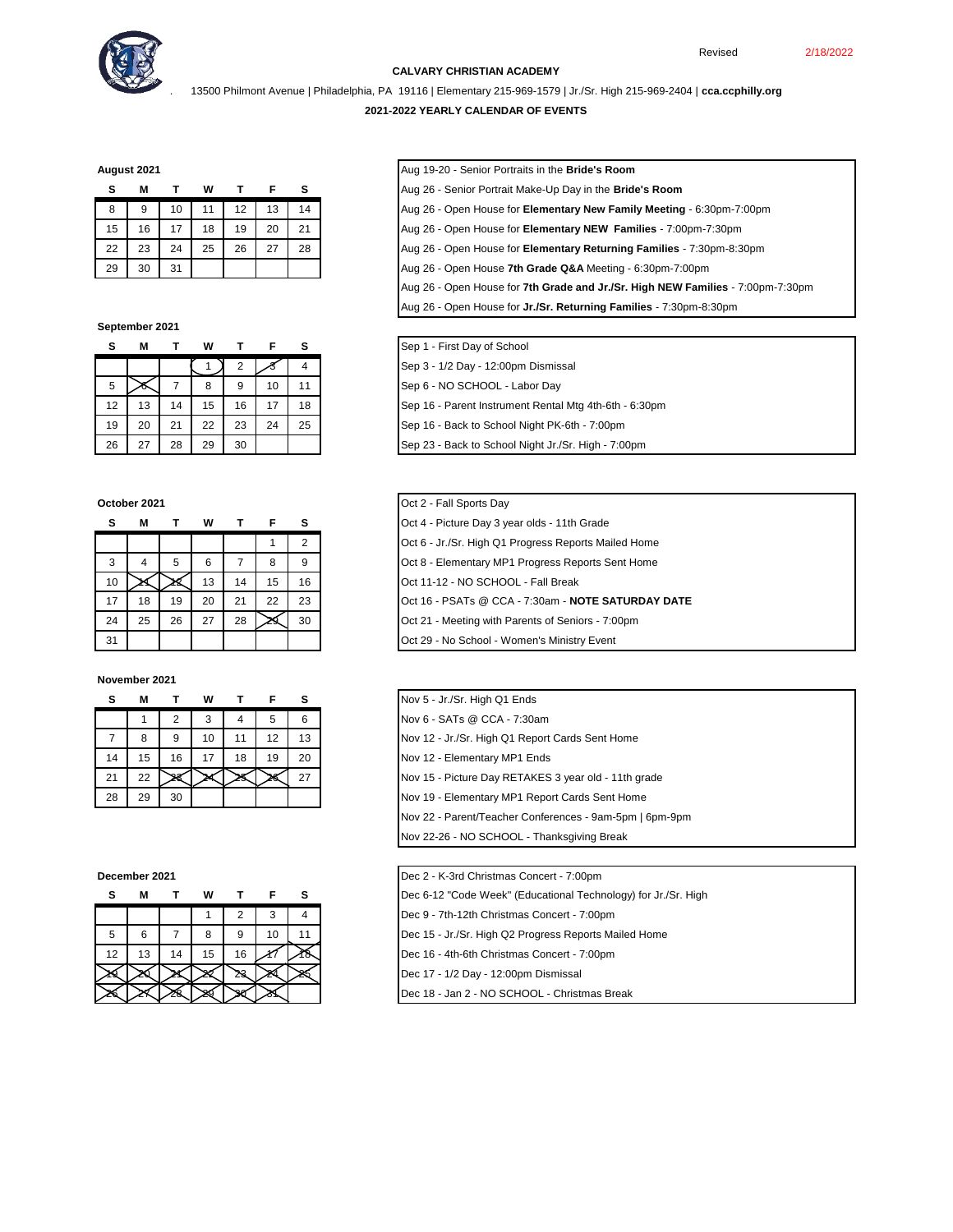Revised 2/18/2022

**CALVARY CHRISTIAN ACADEMY**

13500 Philmont Avenue | Philadelphia, PA 19116 | Elementary 215-969-1579 | Jr./Sr. High 215-969-2404 | **cca.ccphilly.org**

**2021-2022 YEARLY CALENDAR OF EVENTS**

**August 2021**

| S | M | T | W | T | F | S |
|---|---|---|---|---|---|---|
| 8 | 9 | 10 | 11 | 12 | 13 | 14 |
| 15 | 16 | 17 | 18 | 19 | 20 | 21 |
| 22 | 23 | 24 | 25 | 26 | 27 | 28 |
| 29 | 30 | 31 | | | | |

Aug 19-20 - Senior Portraits in the **Bride's Room**
Aug 26 - Senior Portrait Make-Up Day in the **Bride's Room**
Aug 26 - Open House for **Elementary New Family Meeting** - 6:30pm-7:00pm
Aug 26 - Open House for **Elementary NEW Families** - 7:00pm-7:30pm
Aug 26 - Open House for **Elementary Returning Families** - 7:30pm-8:30pm
Aug 26 - Open House **7th Grade Q&A** Meeting - 6:30pm-7:00pm
Aug 26 - Open House for **7th Grade and Jr./Sr. High NEW Families** - 7:00pm-7:30pm
Aug 26 - Open House for **Jr./Sr. Returning Families** - 7:30pm-8:30pm

**September 2021**

| S | M | T | W | T | F | S |
|---|---|---|---|---|---|---|
| | | | 1 | 2 | 3 | 4 |
| 5 | 6 | 7 | 8 | 9 | 10 | 11 |
| 12 | 13 | 14 | 15 | 16 | 17 | 18 |
| 19 | 20 | 21 | 22 | 23 | 24 | 25 |
| 26 | 27 | 28 | 29 | 30 | | |

Sep 1 - First Day of School
Sep 3 - 1/2 Day - 12:00pm Dismissal
Sep 6 - NO SCHOOL - Labor Day
Sep 16 - Parent Instrument Rental Mtg 4th-6th - 6:30pm
Sep 16 - Back to School Night PK-6th - 7:00pm
Sep 23 - Back to School Night Jr./Sr. High - 7:00pm

**October 2021**

| S | M | T | W | T | F | S |
|---|---|---|---|---|---|---|
| | | | | | 1 | 2 |
| 3 | 4 | 5 | 6 | 7 | 8 | 9 |
| 10 | 11 | 12 | 13 | 14 | 15 | 16 |
| 17 | 18 | 19 | 20 | 21 | 22 | 23 |
| 24 | 25 | 26 | 27 | 28 | 29 | 30 |
| 31 | | | | | | |

Oct 2 - Fall Sports Day
Oct 4 - Picture Day 3 year olds - 11th Grade
Oct 6 - Jr./Sr. High Q1 Progress Reports Mailed Home
Oct 8 - Elementary MP1 Progress Reports Sent Home
Oct 11-12 - NO SCHOOL - Fall Break
Oct 16 - PSATs @ CCA - 7:30am - **NOTE SATURDAY DATE**
Oct 21 - Meeting with Parents of Seniors - 7:00pm
Oct 29 - No School - Women's Ministry Event

**November 2021**

| S | M | T | W | T | F | S |
|---|---|---|---|---|---|---|
| | 1 | 2 | 3 | 4 | 5 | 6 |
| 7 | 8 | 9 | 10 | 11 | 12 | 13 |
| 14 | 15 | 16 | 17 | 18 | 19 | 20 |
| 21 | 22 | 23 | 24 | 25 | 26 | 27 |
| 28 | 29 | 30 | | | | |

Nov 5 - Jr./Sr. High Q1 Ends
Nov 6 - SATs @ CCA - 7:30am
Nov 12 - Jr./Sr. High Q1 Report Cards Sent Home
Nov 12 - Elementary MP1 Ends
Nov 15 - Picture Day RETAKES 3 year old - 11th grade
Nov 19 - Elementary MP1 Report Cards Sent Home
Nov 22 - Parent/Teacher Conferences - 9am-5pm | 6pm-9pm
Nov 22-26 - NO SCHOOL - Thanksgiving Break

**December 2021**

| S | M | T | W | T | F | S |
|---|---|---|---|---|---|---|
| | | | 1 | 2 | 3 | 4 |
| 5 | 6 | 7 | 8 | 9 | 10 | 11 |
| 12 | 13 | 14 | 15 | 16 | 17 | 18 |
| 19 | 20 | 21 | 22 | 23 | 24 | 25 |
| 26 | 27 | 28 | 29 | 30 | 31 | |

Dec 2 - K-3rd Christmas Concert - 7:00pm
Dec 6-12 "Code Week" (Educational Technology) for Jr./Sr. High
Dec 9 - 7th-12th Christmas Concert - 7:00pm
Dec 15 - Jr./Sr. High Q2 Progress Reports Mailed Home
Dec 16 - 4th-6th Christmas Concert - 7:00pm
Dec 17 - 1/2 Day - 12:00pm Dismissal
Dec 18 - Jan 2 - NO SCHOOL - Christmas Break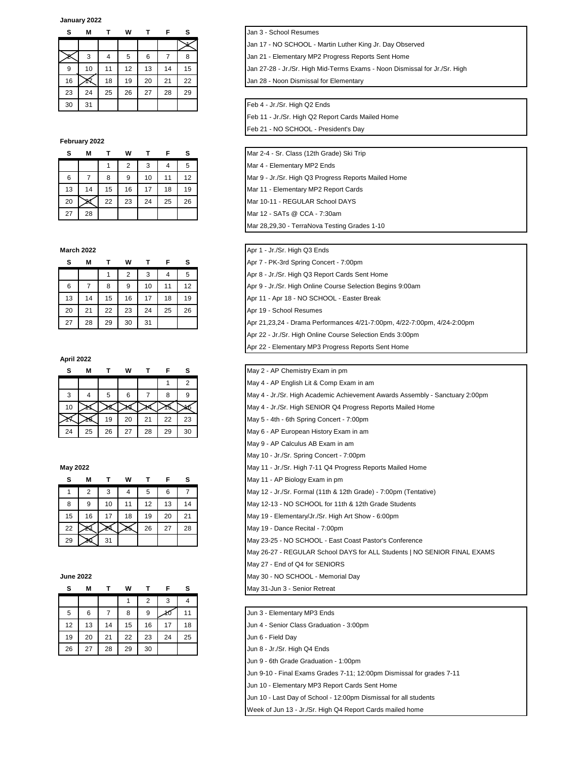**January 2022**

| S | M | T | W | T | F | S |
|---|---|---|---|---|---|---|
| | | | | | | 1 |
| 2 | 3 | 4 | 5 | 6 | 7 | 8 |
| 9 | 10 | 11 | 12 | 13 | 14 | 15 |
| 16 | 17 | 18 | 19 | 20 | 21 | 22 |
| 23 | 24 | 25 | 26 | 27 | 28 | 29 |
| 30 | 31 | | | | | |

Jan 3 - School Resumes
Jan 17 - NO SCHOOL - Martin Luther King Jr. Day Observed
Jan 21 - Elementary MP2 Progress Reports Sent Home
Jan 27-28 - Jr./Sr. High Mid-Terms Exams - Noon Dismissal for Jr./Sr. High
Jan 28 - Noon Dismissal for Elementary

**February 2022**

| S | M | T | W | T | F | S |
|---|---|---|---|---|---|---|
| | | 1 | 2 | 3 | 4 | 5 |
| 6 | 7 | 8 | 9 | 10 | 11 | 12 |
| 13 | 14 | 15 | 16 | 17 | 18 | 19 |
| 20 | 21 | 22 | 23 | 24 | 25 | 26 |
| 27 | 28 | | | | | |

Feb 4 - Jr./Sr. High Q2 Ends
Feb 11 - Jr./Sr. High Q2 Report Cards Mailed Home
Feb 21 - NO SCHOOL - President's Day

**March 2022**

| S | M | T | W | T | F | S |
|---|---|---|---|---|---|---|
| | | 1 | 2 | 3 | 4 | 5 |
| 6 | 7 | 8 | 9 | 10 | 11 | 12 |
| 13 | 14 | 15 | 16 | 17 | 18 | 19 |
| 20 | 21 | 22 | 23 | 24 | 25 | 26 |
| 27 | 28 | 29 | 30 | 31 | | |

Mar 2-4 - Sr. Class (12th Grade) Ski Trip
Mar 4 - Elementary MP2 Ends
Mar 9 - Jr./Sr. High Q3 Progress Reports Mailed Home
Mar 11 - Elementary MP2 Report Cards
Mar 10-11 - REGULAR School DAYS
Mar 12 - SATs @ CCA - 7:30am
Mar 28,29,30 - TerraNova Testing Grades 1-10

**April 2022**

| S | M | T | W | T | F | S |
|---|---|---|---|---|---|---|
| | | | | | 1 | 2 |
| 3 | 4 | 5 | 6 | 7 | 8 | 9 |
| 10 | 11 | 12 | 13 | 14 | 15 | 16 |
| 17 | 18 | 19 | 20 | 21 | 22 | 23 |
| 24 | 25 | 26 | 27 | 28 | 29 | 30 |

Apr 1 - Jr./Sr. High Q3 Ends
Apr 7 - PK-3rd Spring Concert - 7:00pm
Apr 8 - Jr./Sr. High Q3 Report Cards Sent Home
Apr 9 - Jr./Sr. High Online Course Selection Begins 9:00am
Apr 11 - Apr 18 - NO SCHOOL - Easter Break
Apr 19 - School Resumes
Apr 21,23,24 - Drama Performances 4/21-7:00pm, 4/22-7:00pm, 4/24-2:00pm
Apr 22 - Jr./Sr. High Online Course Selection Ends 3:00pm
Apr 22 - Elementary MP3 Progress Reports Sent Home

**May 2022**

| S | M | T | W | T | F | S |
|---|---|---|---|---|---|---|
| 1 | 2 | 3 | 4 | 5 | 6 | 7 |
| 8 | 9 | 10 | 11 | 12 | 13 | 14 |
| 15 | 16 | 17 | 18 | 19 | 20 | 21 |
| 22 | 23 | 24 | 25 | 26 | 27 | 28 |
| 29 | 30 | 31 | | | | |

May 2 - AP Chemistry Exam in pm
May 4 - AP English Lit & Comp Exam in am
May 4 - Jr./Sr. High Academic Achievement Awards Assembly - Sanctuary 2:00pm
May 4 - Jr./Sr. High SENIOR Q4 Progress Reports Mailed Home
May 5 - 4th - 6th Spring Concert - 7:00pm
May 6 - AP European History Exam in am
May 9 - AP Calculus AB Exam in am
May 10 - Jr./Sr. Spring Concert - 7:00pm
May 11 - Jr./Sr. High 7-11 Q4 Progress Reports Mailed Home
May 11 - AP Biology Exam in pm
May 12 - Jr./Sr. Formal (11th & 12th Grade) - 7:00pm (Tentative)
May 12-13 - NO SCHOOL for 11th & 12th Grade Students
May 19 - Elementary/Jr./Sr. High Art Show - 6:00pm
May 19 - Dance Recital - 7:00pm
May 23-25 - NO SCHOOL - East Coast Pastor's Conference
May 26-27 - REGULAR School DAYS for ALL Students | NO SENIOR FINAL EXAMS
May 27 - End of Q4 for SENIORS
May 30 - NO SCHOOL - Memorial Day
May 31-Jun 3 - Senior Retreat

**June 2022**

| S | M | T | W | T | F | S |
|---|---|---|---|---|---|---|
| | | | 1 | 2 | 3 | 4 |
| 5 | 6 | 7 | 8 | 9 | 10 | 11 |
| 12 | 13 | 14 | 15 | 16 | 17 | 18 |
| 19 | 20 | 21 | 22 | 23 | 24 | 25 |
| 26 | 27 | 28 | 29 | 30 | | |

Jun 3 - Elementary MP3 Ends
Jun 4 - Senior Class Graduation - 3:00pm
Jun 6 - Field Day
Jun 8 - Jr./Sr. High Q4 Ends
Jun 9 - 6th Grade Graduation - 1:00pm
Jun 9-10 - Final Exams Grades 7-11; 12:00pm Dismissal for grades 7-11
Jun 10 - Elementary MP3 Report Cards Sent Home
Jun 10 - Last Day of School - 12:00pm Dismissal for all students
Week of Jun 13 - Jr./Sr. High Q4 Report Cards mailed home